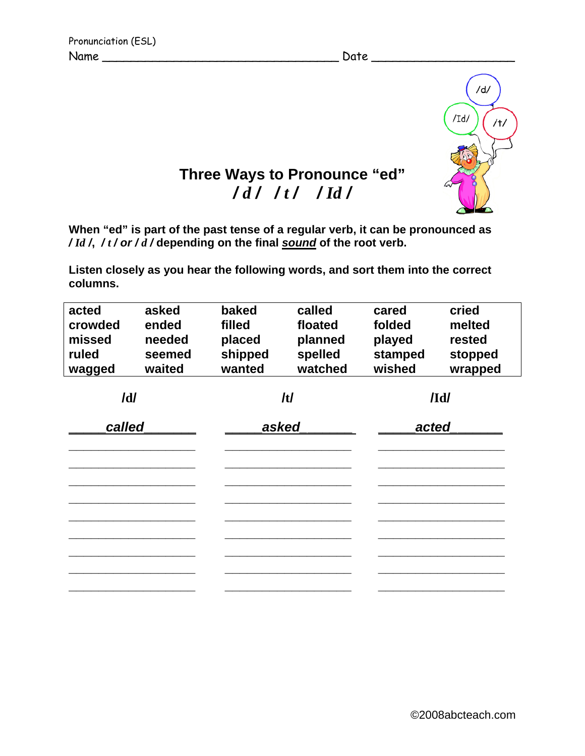Pronunciation (ESL)

Name ________________________________ Date ____________________

# Three Ways to Pronounce "ed"

## / d / / t / / Id /

**When "ed" is part of the past tense of a regular verb, it can be pronounced as / *Id* /, / *t* / *or* / *d* / depending on the final *sound* of the root verb.**

**Listen closely as you hear the following words, and sort them into the correct columns.**

| | | | | | |
|---|---|---|---|---|---|
| acted | asked | baked | called | cared | cried |
| crowded | ended | filled | floated | folded | melted |
| missed | needed | placed | planned | played | rested |
| ruled | seemed | shipped | spelled | stamped | stopped |
| wagged | waited | wanted | watched | wished | wrapped |

| /d/ | /t/ | /Id/ |
|---|---|---|
| *called* | *asked* | *acted* |
| ____________________ | ____________________ | ____________________ |
| ____________________ | ____________________ | ____________________ |
| ____________________ | ____________________ | ____________________ |
| ____________________ | ____________________ | ____________________ |
| ____________________ | ____________________ | ____________________ |
| ____________________ | ____________________ | ____________________ |
| ____________________ | ____________________ | ____________________ |
| ____________________ | ____________________ | ____________________ |
| ____________________ | ____________________ | ____________________ |

©2008abcteach.com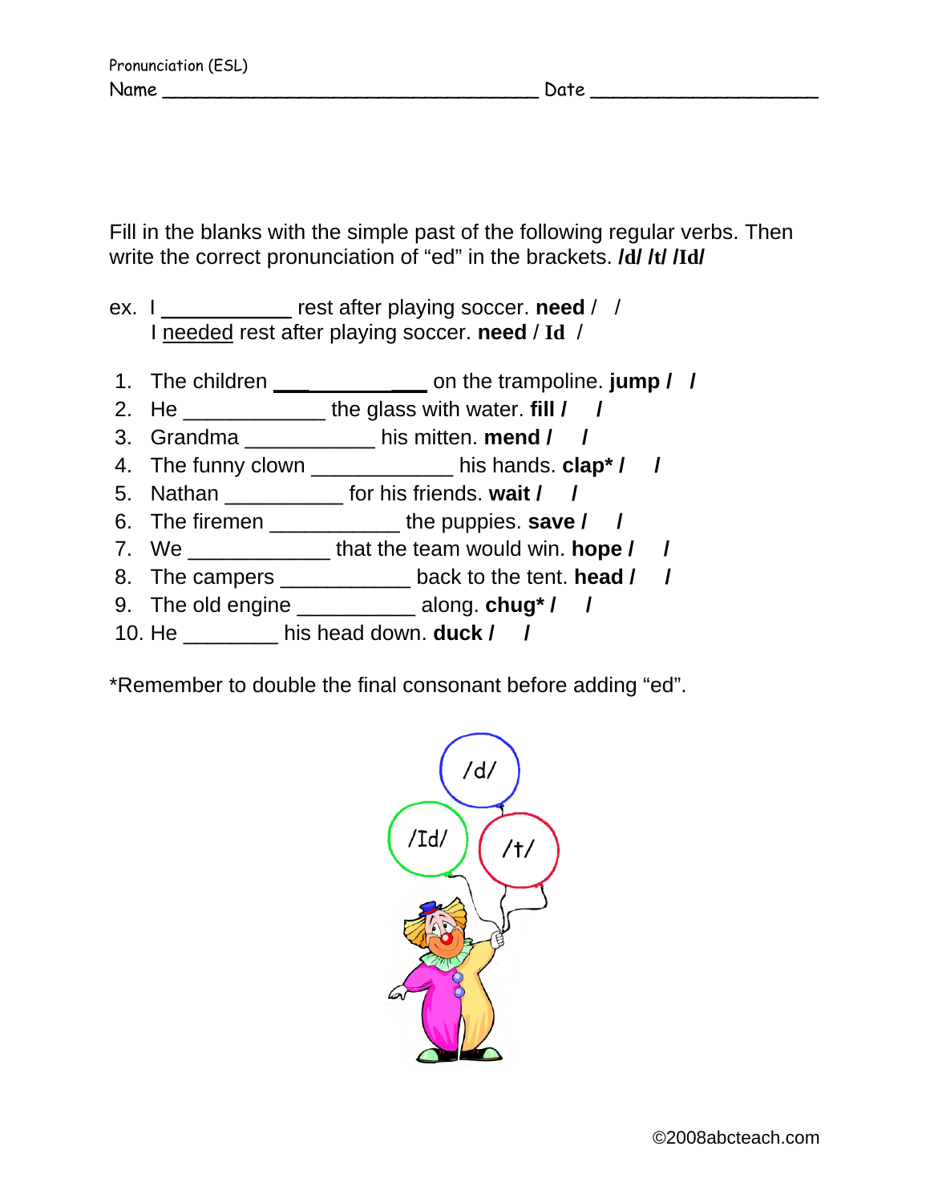Pronunciation (ESL)

Name ___________________________________ Date ____________________

Fill in the blanks with the simple past of the following regular verbs. Then write the correct pronunciation of "ed" in the brackets. **/d/ /t/ /Id/**

ex. I ___________ rest after playing soccer. **need** /   /
I needed rest after playing soccer. **need** / **Id** /

1. The children ____________ on the trampoline. **jump /   /**
2. He ____________ the glass with water. **fill /   /**
3. Grandma ___________ his mitten. **mend /   /**
4. The funny clown ____________ his hands. **clap* /   /**
5. Nathan __________ for his friends. **wait /   /**
6. The firemen ___________ the puppies. **save /   /**
7. We ____________ that the team would win. **hope /   /**
8. The campers ___________ back to the tent. **head /   /**
9. The old engine __________ along. **chug* /   /**
10. He ________ his head down. **duck /   /**

*Remember to double the final consonant before adding "ed".

/d/ /Id/ /t/

©2008abcteach.com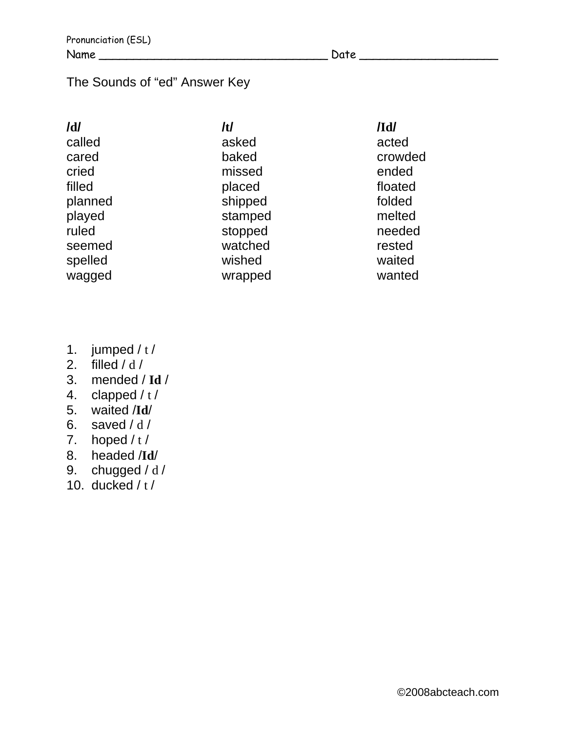Pronunciation (ESL)

Name ________________________________ Date ____________________

The Sounds of "ed" Answer Key

| /d/ | /t/ | /Id/ |
| --- | --- | --- |
| called | asked | acted |
| cared | baked | crowded |
| cried | missed | ended |
| filled | placed | floated |
| planned | shipped | folded |
| played | stamped | melted |
| ruled | stopped | needed |
| seemed | watched | rested |
| spelled | wished | waited |
| wagged | wrapped | wanted |

1. jumped / t /
2. filled / d /
3. mended / **Id** /
4. clapped / t /
5. waited /**Id**/
6. saved / d /
7. hoped / t /
8. headed /**Id**/
9. chugged / d /
10. ducked / t /

©2008abcteach.com